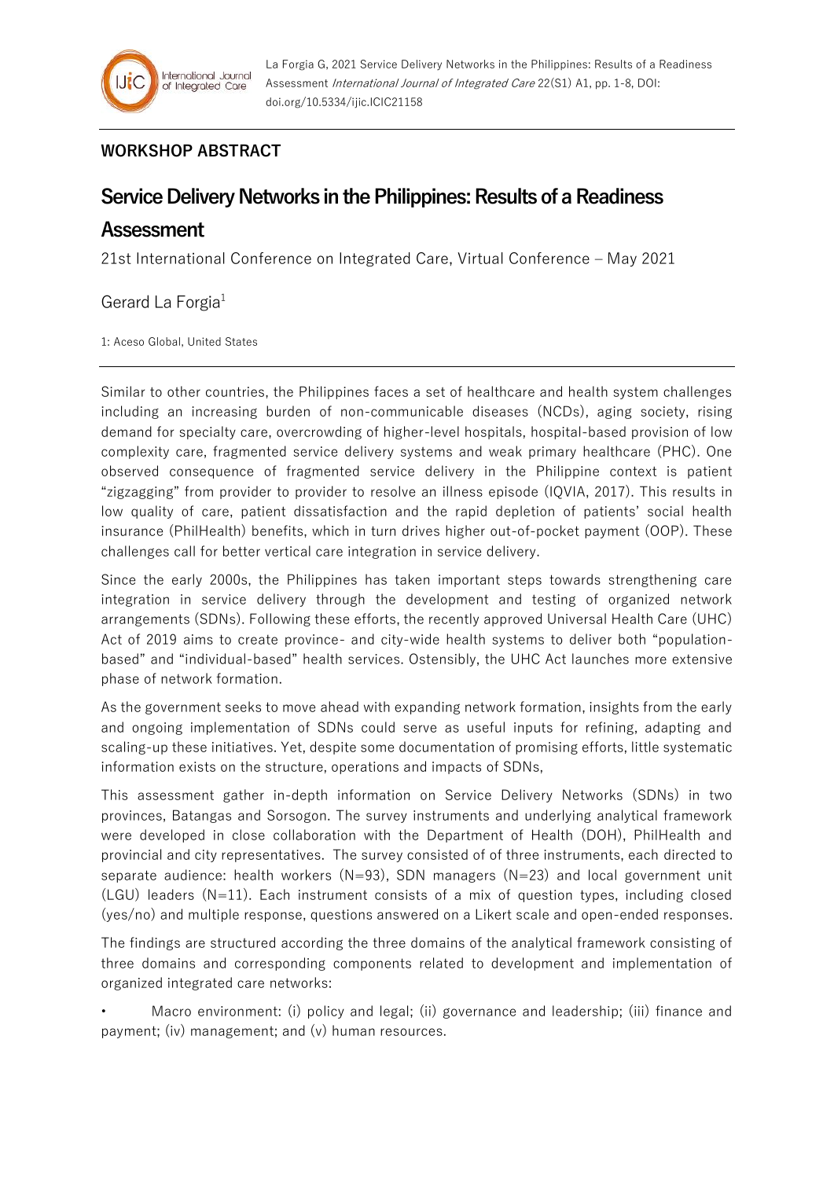La Forgia G, 2021 Service Delivery Networks in the Philippines: Results of a Readiness Assessment *International Journal of Integrated Care* 22(S1) A1, pp. 1-8, DOI: doi.org/10.5334/ijic.ICIC21158

**WORKSHOP ABSTRACT**

# Service Delivery Networks in the Philippines: Results of a Readiness Assessment

21st International Conference on Integrated Care, Virtual Conference – May 2021

Gerard La Forgia[1]

1: Aceso Global, United States

Similar to other countries, the Philippines faces a set of healthcare and health system challenges including an increasing burden of non-communicable diseases (NCDs), aging society, rising demand for specialty care, overcrowding of higher-level hospitals, hospital-based provision of low complexity care, fragmented service delivery systems and weak primary healthcare (PHC). One observed consequence of fragmented service delivery in the Philippine context is patient "zigzagging" from provider to provider to resolve an illness episode (IQVIA, 2017). This results in low quality of care, patient dissatisfaction and the rapid depletion of patients' social health insurance (PhilHealth) benefits, which in turn drives higher out-of-pocket payment (OOP). These challenges call for better vertical care integration in service delivery.

Since the early 2000s, the Philippines has taken important steps towards strengthening care integration in service delivery through the development and testing of organized network arrangements (SDNs). Following these efforts, the recently approved Universal Health Care (UHC) Act of 2019 aims to create province- and city-wide health systems to deliver both "population-based" and "individual-based" health services. Ostensibly, the UHC Act launches more extensive phase of network formation.

As the government seeks to move ahead with expanding network formation, insights from the early and ongoing implementation of SDNs could serve as useful inputs for refining, adapting and scaling-up these initiatives. Yet, despite some documentation of promising efforts, little systematic information exists on the structure, operations and impacts of SDNs,

This assessment gather in-depth information on Service Delivery Networks (SDNs) in two provinces, Batangas and Sorsogon. The survey instruments and underlying analytical framework were developed in close collaboration with the Department of Health (DOH), PhilHealth and provincial and city representatives. The survey consisted of of three instruments, each directed to separate audience: health workers (N=93), SDN managers (N=23) and local government unit (LGU) leaders (N=11). Each instrument consists of a mix of question types, including closed (yes/no) and multiple response, questions answered on a Likert scale and open-ended responses.

The findings are structured according the three domains of the analytical framework consisting of three domains and corresponding components related to development and implementation of organized integrated care networks:

- Macro environment: (i) policy and legal; (ii) governance and leadership; (iii) finance and payment; (iv) management; and (v) human resources.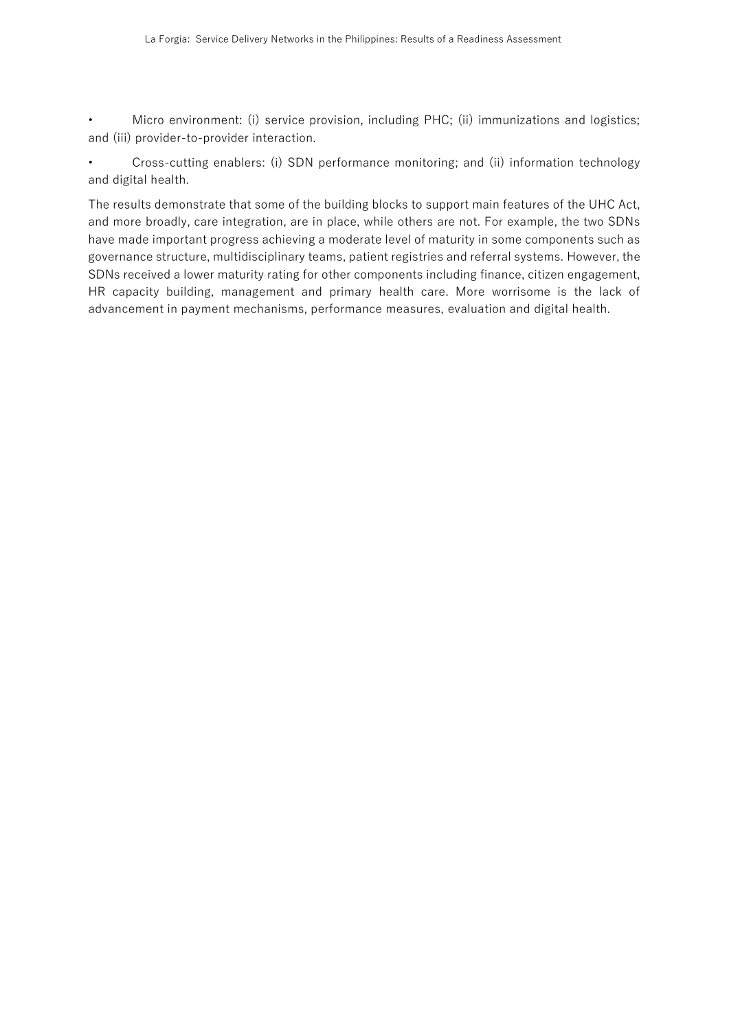- Micro environment: (i) service provision, including PHC; (ii) immunizations and logistics; and (iii) provider-to-provider interaction.
- Cross-cutting enablers: (i) SDN performance monitoring; and (ii) information technology and digital health.

The results demonstrate that some of the building blocks to support main features of the UHC Act, and more broadly, care integration, are in place, while others are not. For example, the two SDNs have made important progress achieving a moderate level of maturity in some components such as governance structure, multidisciplinary teams, patient registries and referral systems. However, the SDNs received a lower maturity rating for other components including finance, citizen engagement, HR capacity building, management and primary health care. More worrisome is the lack of advancement in payment mechanisms, performance measures, evaluation and digital health.